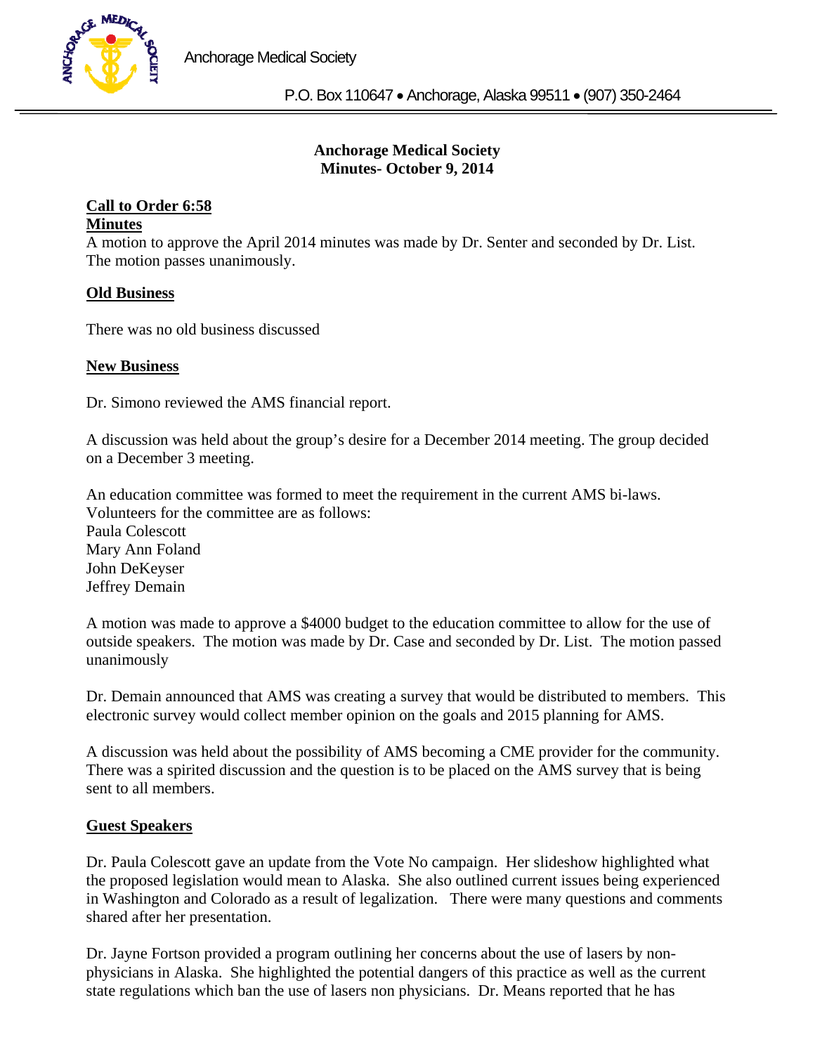Anchorage Medical Society

P.O. Box 110647 • Anchorage, Alaska 99511 • (907) 350-2464

**Anchorage Medical Society**
**Minutes- October 9, 2014**

**Call to Order 6:58**

**Minutes**

A motion to approve the April 2014 minutes was made by Dr. Senter and seconded by Dr. List. The motion passes unanimously.

**Old Business**

There was no old business discussed

**New Business**

Dr. Simono reviewed the AMS financial report.

A discussion was held about the group's desire for a December 2014 meeting. The group decided on a December 3 meeting.

An education committee was formed to meet the requirement in the current AMS bi-laws. Volunteers for the committee are as follows:
Paula Colescott
Mary Ann Foland
John DeKeyser
Jeffrey Demain

A motion was made to approve a $4000 budget to the education committee to allow for the use of outside speakers. The motion was made by Dr. Case and seconded by Dr. List. The motion passed unanimously

Dr. Demain announced that AMS was creating a survey that would be distributed to members. This electronic survey would collect member opinion on the goals and 2015 planning for AMS.

A discussion was held about the possibility of AMS becoming a CME provider for the community. There was a spirited discussion and the question is to be placed on the AMS survey that is being sent to all members.

**Guest Speakers**

Dr. Paula Colescott gave an update from the Vote No campaign. Her slideshow highlighted what the proposed legislation would mean to Alaska. She also outlined current issues being experienced in Washington and Colorado as a result of legalization. There were many questions and comments shared after her presentation.

Dr. Jayne Fortson provided a program outlining her concerns about the use of lasers by non-physicians in Alaska. She highlighted the potential dangers of this practice as well as the current state regulations which ban the use of lasers non physicians. Dr. Means reported that he has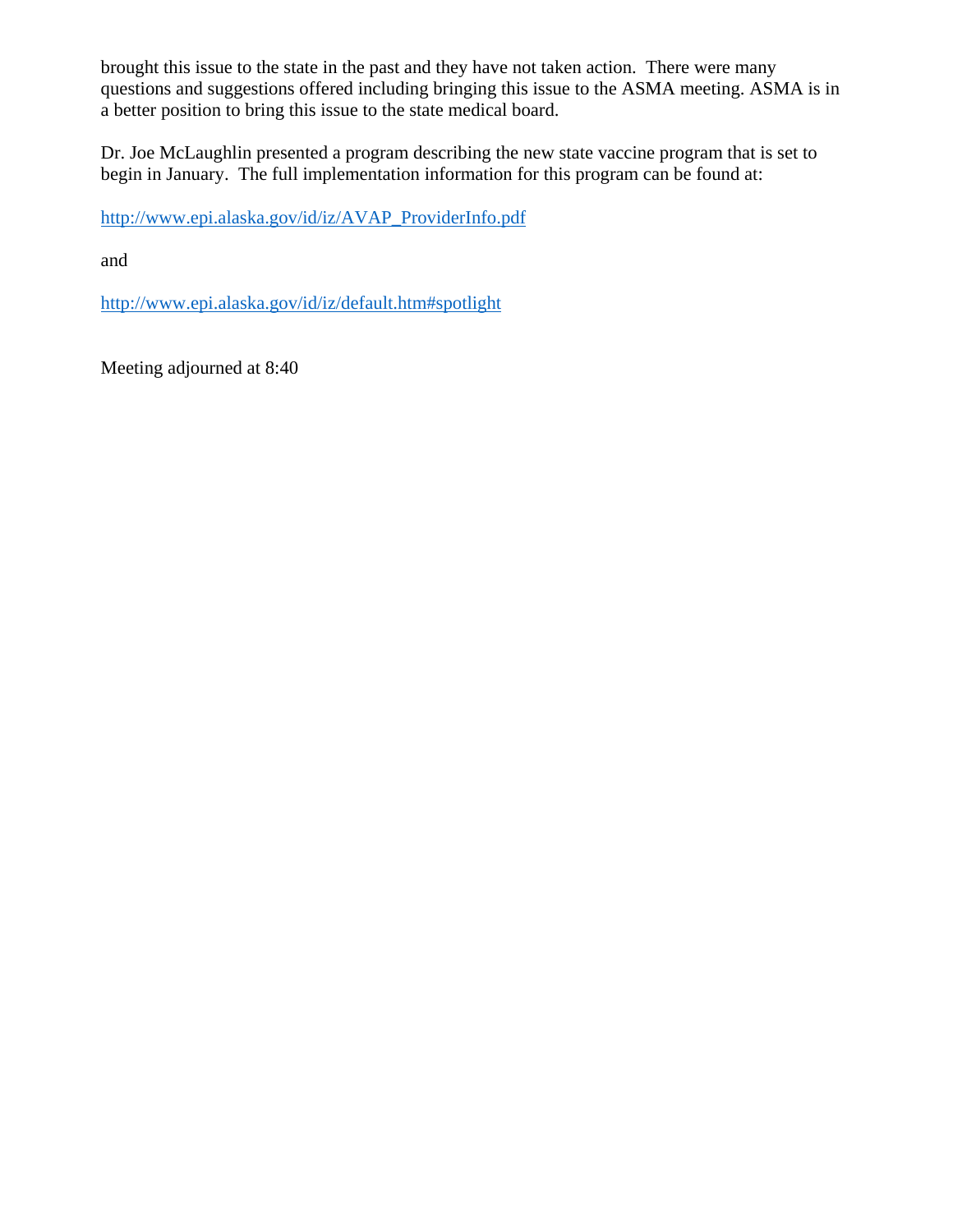brought this issue to the state in the past and they have not taken action. There were many questions and suggestions offered including bringing this issue to the ASMA meeting. ASMA is in a better position to bring this issue to the state medical board.

Dr. Joe McLaughlin presented a program describing the new state vaccine program that is set to begin in January. The full implementation information for this program can be found at:

http://www.epi.alaska.gov/id/iz/AVAP_ProviderInfo.pdf

and

http://www.epi.alaska.gov/id/iz/default.htm#spotlight

Meeting adjourned at 8:40